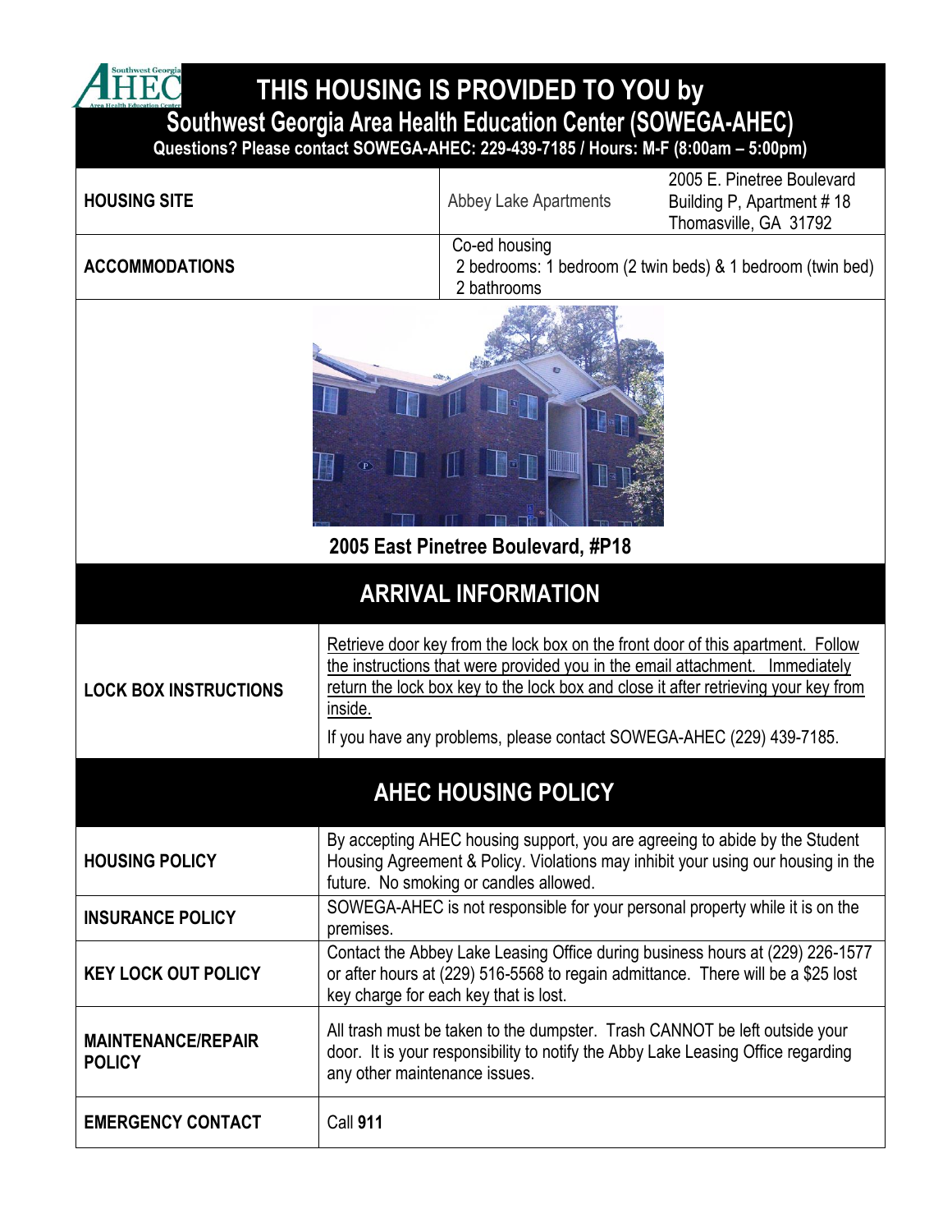# THIS HOUSING IS PROVIDED TO YOU by

## Southwest Georgia Area Health Education Center (SOWEGA-AHEC)

**Questions? Please contact SOWEGA-AHEC: 229-439-7185 / Hours: M-F (8:00am – 5:00pm)**

| | | |
|---|---|---|
| **HOUSING SITE** | Abbey Lake Apartments | 2005 E. Pinetree Boulevard<br>Building P, Apartment # 18<br>Thomasville, GA 31792 |
| **ACCOMMODATIONS** | Co-ed housing<br>2 bedrooms: 1 bedroom (2 twin beds) & 1 bedroom (twin bed)<br>2 bathrooms | |

**2005 East Pinetree Boulevard, #P18**

## ARRIVAL INFORMATION

| | |
|---|---|
| **LOCK BOX INSTRUCTIONS** | Retrieve door key from the lock box on the front door of this apartment. Follow the instructions that were provided you in the email attachment. Immediately return the lock box key to the lock box and close it after retrieving your key from inside.<br><br>If you have any problems, please contact SOWEGA-AHEC (229) 439-7185. |

## AHEC HOUSING POLICY

| | |
|---|---|
| **HOUSING POLICY** | By accepting AHEC housing support, you are agreeing to abide by the Student Housing Agreement & Policy. Violations may inhibit your using our housing in the future. No smoking or candles allowed. |
| **INSURANCE POLICY** | SOWEGA-AHEC is not responsible for your personal property while it is on the premises. |
| **KEY LOCK OUT POLICY** | Contact the Abbey Lake Leasing Office during business hours at (229) 226-1577 or after hours at (229) 516-5568 to regain admittance. There will be a $25 lost key charge for each key that is lost. |
| **MAINTENANCE/REPAIR POLICY** | All trash must be taken to the dumpster. Trash CANNOT be left outside your door. It is your responsibility to notify the Abby Lake Leasing Office regarding any other maintenance issues. |
| **EMERGENCY CONTACT** | Call **911** |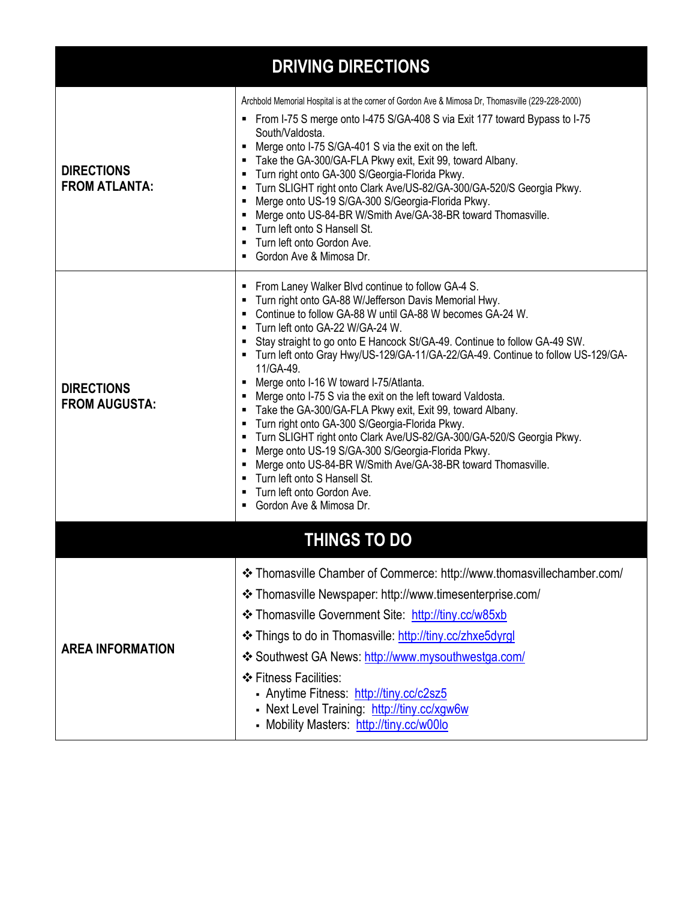## DRIVING DIRECTIONS

| | |
|---|---|
| **DIRECTIONS FROM ATLANTA:** | Archbold Memorial Hospital is at the corner of Gordon Ave & Mimosa Dr, Thomasville (229-228-2000)<br>▪ From I-75 S merge onto I-475 S/GA-408 S via Exit 177 toward Bypass to I-75 South/Valdosta.<br>▪ Merge onto I-75 S/GA-401 S via the exit on the left.<br>▪ Take the GA-300/GA-FLA Pkwy exit, Exit 99, toward Albany.<br>▪ Turn right onto GA-300 S/Georgia-Florida Pkwy.<br>▪ Turn SLIGHT right onto Clark Ave/US-82/GA-300/GA-520/S Georgia Pkwy.<br>▪ Merge onto US-19 S/GA-300 S/Georgia-Florida Pkwy.<br>▪ Merge onto US-84-BR W/Smith Ave/GA-38-BR toward Thomasville.<br>▪ Turn left onto S Hansell St.<br>▪ Turn left onto Gordon Ave.<br>▪ Gordon Ave & Mimosa Dr. |
| **DIRECTIONS FROM AUGUSTA:** | ▪ From Laney Walker Blvd continue to follow GA-4 S.<br>▪ Turn right onto GA-88 W/Jefferson Davis Memorial Hwy.<br>▪ Continue to follow GA-88 W until GA-88 W becomes GA-24 W.<br>▪ Turn left onto GA-22 W/GA-24 W.<br>▪ Stay straight to go onto E Hancock St/GA-49. Continue to follow GA-49 SW.<br>▪ Turn left onto Gray Hwy/US-129/GA-11/GA-22/GA-49. Continue to follow US-129/GA-11/GA-49.<br>▪ Merge onto I-16 W toward I-75/Atlanta.<br>▪ Merge onto I-75 S via the exit on the left toward Valdosta.<br>▪ Take the GA-300/GA-FLA Pkwy exit, Exit 99, toward Albany.<br>▪ Turn right onto GA-300 S/Georgia-Florida Pkwy.<br>▪ Turn SLIGHT right onto Clark Ave/US-82/GA-300/GA-520/S Georgia Pkwy.<br>▪ Merge onto US-19 S/GA-300 S/Georgia-Florida Pkwy.<br>▪ Merge onto US-84-BR W/Smith Ave/GA-38-BR toward Thomasville.<br>▪ Turn left onto S Hansell St.<br>▪ Turn left onto Gordon Ave.<br>▪ Gordon Ave & Mimosa Dr. |

## THINGS TO DO

| | |
|---|---|
| **AREA INFORMATION** | ❖ Thomasville Chamber of Commerce: http://www.thomasvillechamber.com/<br>❖ Thomasville Newspaper: http://www.timesenterprise.com/<br>❖ Thomasville Government Site: http://tiny.cc/w85xb<br>❖ Things to do in Thomasville: http://tiny.cc/zhxe5dyrgl<br>❖ Southwest GA News: http://www.mysouthwestga.com/<br>❖ Fitness Facilities:<br>▪ Anytime Fitness: http://tiny.cc/c2sz5<br>▪ Next Level Training: http://tiny.cc/xgw6w<br>▪ Mobility Masters: http://tiny.cc/w00lo |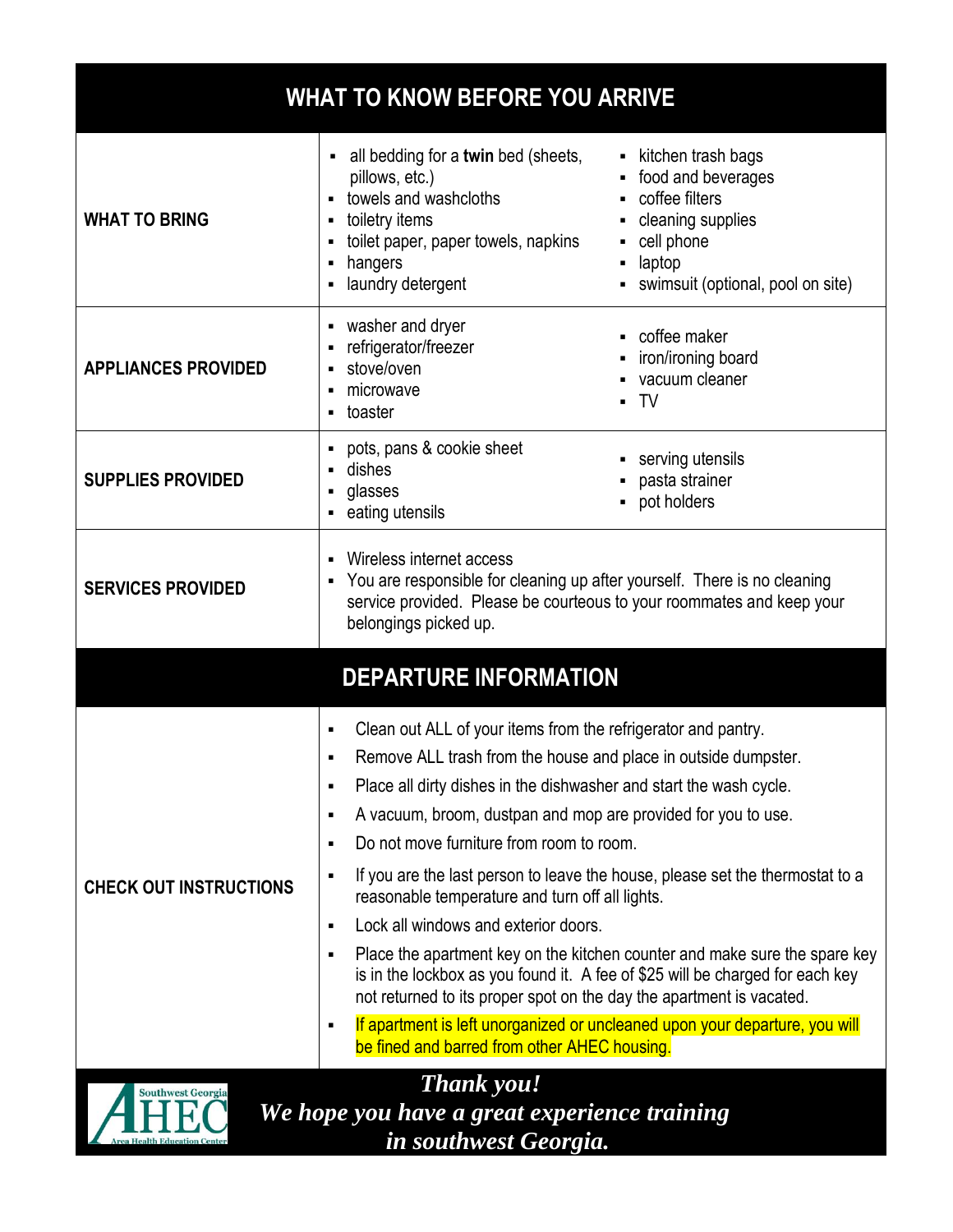## WHAT TO KNOW BEFORE YOU ARRIVE

| | | |
|---|---|---|
| **WHAT TO BRING** | ▪ all bedding for a **twin** bed (sheets, pillows, etc.)<br>▪ towels and washcloths<br>▪ toiletry items<br>▪ toilet paper, paper towels, napkins<br>▪ hangers<br>▪ laundry detergent | ▪ kitchen trash bags<br>▪ food and beverages<br>▪ coffee filters<br>▪ cleaning supplies<br>▪ cell phone<br>▪ laptop<br>▪ swimsuit (optional, pool on site) |
| **APPLIANCES PROVIDED** | ▪ washer and dryer<br>▪ refrigerator/freezer<br>▪ stove/oven<br>▪ microwave<br>▪ toaster | ▪ coffee maker<br>▪ iron/ironing board<br>▪ vacuum cleaner<br>▪ TV |
| **SUPPLIES PROVIDED** | ▪ pots, pans & cookie sheet<br>▪ dishes<br>▪ glasses<br>▪ eating utensils | ▪ serving utensils<br>▪ pasta strainer<br>▪ pot holders |
| **SERVICES PROVIDED** | ▪ Wireless internet access<br>▪ You are responsible for cleaning up after yourself. There is no cleaning service provided. Please be courteous to your roommates and keep your belongings picked up. | |

## DEPARTURE INFORMATION

| | |
|---|---|
| **CHECK OUT INSTRUCTIONS** | ▪ Clean out ALL of your items from the refrigerator and pantry.<br>▪ Remove ALL trash from the house and place in outside dumpster.<br>▪ Place all dirty dishes in the dishwasher and start the wash cycle.<br>▪ A vacuum, broom, dustpan and mop are provided for you to use.<br>▪ Do not move furniture from room to room.<br>▪ If you are the last person to leave the house, please set the thermostat to a reasonable temperature and turn off all lights.<br>▪ Lock all windows and exterior doors.<br>▪ Place the apartment key on the kitchen counter and make sure the spare key is in the lockbox as you found it. A fee of $25 will be charged for each key not returned to its proper spot on the day the apartment is vacated.<br>▪ If apartment is left unorganized or uncleaned upon your departure, you will be fined and barred from other AHEC housing. |

Southwest Georgia AHEC Area Health Education Center

***Thank you!***
***We hope you have a great experience training in southwest Georgia.***